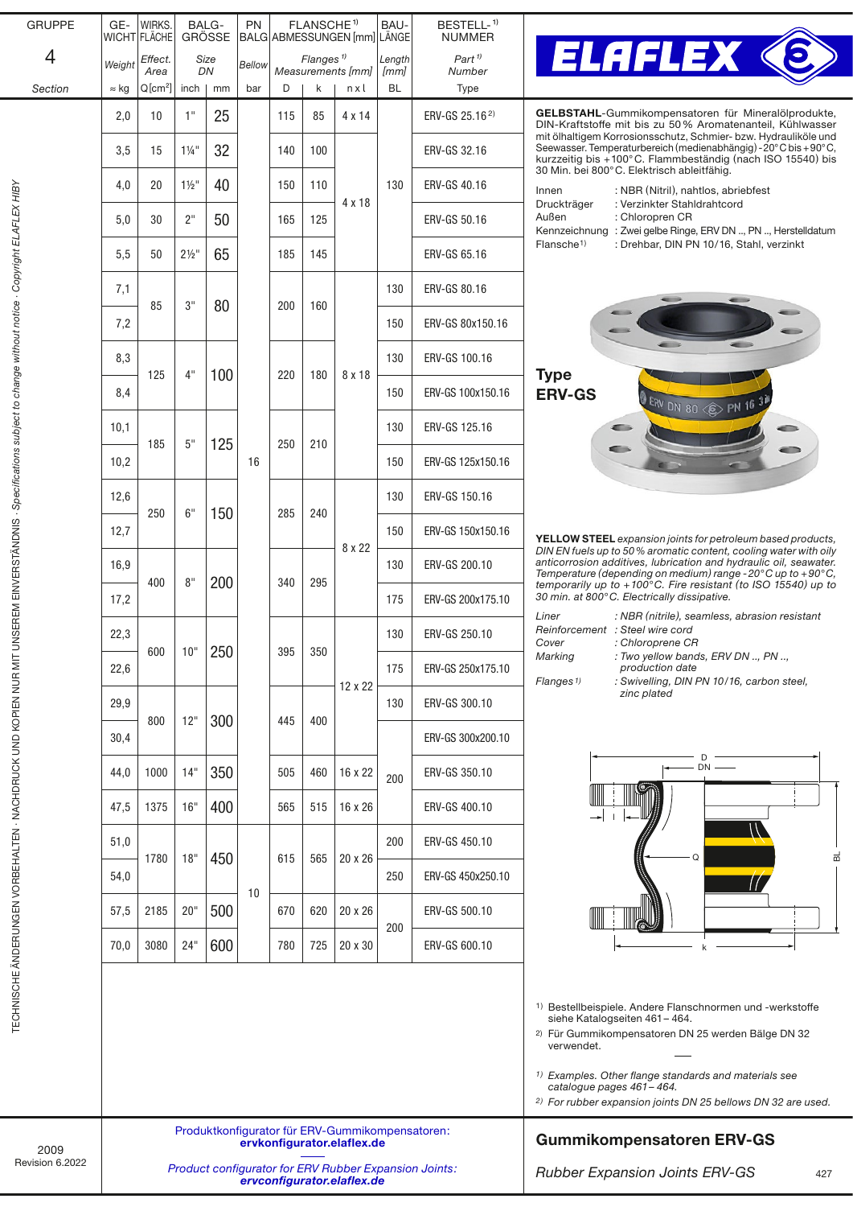| GRUPPE 4 Section | GEWICHT Weight ≈ kg | WIRKS. FLÄCHE Effect. Area Q[cm²] | BALGGRÖSSE Size DN inch | mm | PN Bellow bar | FLANSCHE[1] ABMESSUNGEN [mm] Flanges[1] Measurements [mm] D | k | n x l | BAULÄNGE Length [mm] BL | BESTELL-[1] NUMMER Part[1] Number Type |
|---|---|---|---|---|---|---|---|---|---|---|
| | 2,0 | 10 | 1" | 25 | 16 | 115 | 85 | 4 x 14 | 130 | ERV-GS 25.16[2] |
| | 3,5 | 15 | 1¼" | 32 | 16 | 140 | 100 | 4 x 18 | 130 | ERV-GS 32.16 |
| | 4,0 | 20 | 1½" | 40 | 16 | 150 | 110 | 4 x 18 | 130 | ERV-GS 40.16 |
| | 5,0 | 30 | 2" | 50 | 16 | 165 | 125 | 4 x 18 | 130 | ERV-GS 50.16 |
| | 5,5 | 50 | 2½" | 65 | 16 | 185 | 145 | 4 x 18 | 130 | ERV-GS 65.16 |
| | 7,1 | 85 | 3" | 80 | 16 | 200 | 160 | 8 x 18 | 130 | ERV-GS 80.16 |
| | 7,2 | 85 | 3" | 80 | 16 | 200 | 160 | 8 x 18 | 150 | ERV-GS 80x150.16 |
| | 8,3 | 125 | 4" | 100 | 16 | 220 | 180 | 8 x 18 | 130 | ERV-GS 100.16 |
| | 8,4 | 125 | 4" | 100 | 16 | 220 | 180 | 8 x 18 | 150 | ERV-GS 100x150.16 |
| | 10,1 | 185 | 5" | 125 | 16 | 250 | 210 | 8 x 18 | 130 | ERV-GS 125.16 |
| | 10,2 | 185 | 5" | 125 | 16 | 250 | 210 | 8 x 18 | 150 | ERV-GS 125x150.16 |
| | 12,6 | 250 | 6" | 150 | 16 | 285 | 240 | 8 x 22 | 130 | ERV-GS 150.16 |
| | 12,7 | 250 | 6" | 150 | 16 | 285 | 240 | 8 x 22 | 150 | ERV-GS 150x150.16 |
| | 16,9 | 400 | 8" | 200 | 16 | 340 | 295 | 8 x 22 | 130 | ERV-GS 200.10 |
| | 17,2 | 400 | 8" | 200 | 16 | 340 | 295 | 8 x 22 | 175 | ERV-GS 200x175.10 |
| | 22,3 | 600 | 10" | 250 | 16 | 395 | 350 | 12 x 22 | 130 | ERV-GS 250.10 |
| | 22,6 | 600 | 10" | 250 | 16 | 395 | 350 | 12 x 22 | 175 | ERV-GS 250x175.10 |
| | 29,9 | 800 | 12" | 300 | 16 | 445 | 400 | 12 x 22 | 130 | ERV-GS 300.10 |
| | 30,4 | 800 | 12" | 300 | 16 | 445 | 400 | 12 x 22 | 200 | ERV-GS 300x200.10 |
| | 44,0 | 1000 | 14" | 350 | 16 | 505 | 460 | 16 x 22 | 200 | ERV-GS 350.10 |
| | 47,5 | 1375 | 16" | 400 | 16 | 565 | 515 | 16 x 26 | 200 | ERV-GS 400.10 |
| | 51,0 | 1780 | 18" | 450 | 10 | 615 | 565 | 20 x 26 | 200 | ERV-GS 450.10 |
| | 54,0 | 1780 | 18" | 450 | 10 | 615 | 565 | 20 x 26 | 250 | ERV-GS 450x250.10 |
| | 57,5 | 2185 | 20" | 500 | 10 | 670 | 620 | 20 x 26 | 200 | ERV-GS 500.10 |
| | 70,0 | 3080 | 24" | 600 | 10 | 780 | 725 | 20 x 30 | 200 | ERV-GS 600.10 |

**ELAFLEX**

**GELBSTAHL**-Gummikompensatoren für Mineralölprodukte, DIN-Kraftstoffe mit bis zu 50 % Aromatenanteil, Kühlwasser mit ölhaltigem Korrosionsschutz, Schmier- bzw. Hydrauliköle und Seewasser. Temperaturbereich (medienabhängig) -20° C bis +90° C, kurzzeitig bis +100° C. Flammbeständig (nach ISO 15540) bis 30 Min. bei 800° C. Elektrisch ableitfähig.

- Innen : NBR (Nitril), nahtlos, abriebfest
- Druckträger : Verzinkter Stahldrahtcord
- Außen : Chloropren CR
- Kennzeichnung : Zwei gelbe Ringe, ERV DN .., PN .., Herstelldatum
- Flansche[1] : Drehbar, DIN PN 10/16, Stahl, verzinkt

## Type ERV-GS

***YELLOW STEEL** expansion joints for petroleum based products, DIN EN fuels up to 50 % aromatic content, cooling water with oily anticorrosion additives, lubrication and hydraulic oil, seawater. Temperature (depending on medium) range -20° C up to +90° C, temporarily up to +100° C. Fire resistant (to ISO 15540) up to 30 min. at 800° C. Electrically dissipative.*

- *Liner : NBR (nitrile), seamless, abrasion resistant*
- *Reinforcement : Steel wire cord*
- *Cover : Chloroprene CR*
- *Marking : Two yellow bands, ERV DN .., PN .., production date*
- *Flanges[1] : Swivelling, DIN PN 10/16, carbon steel, zinc plated*

[1] Bestellbeispiele. Andere Flanschnormen und -werkstoffe siehe Katalogseiten 461 – 464.
[2] Für Gummikompensatoren DN 25 werden Bälge DN 32 verwendet.

*[1] Examples. Other flange standards and materials see catalogue pages 461 – 464.*
*[2] For rubber expansion joints DN 25 bellows DN 32 are used.*

TECHNISCHE ÄNDERUNGEN VORBEHALTEN · NACHDRUCK UND KOPIEN NUR MIT UNSEREM EINVERSTÄNDNIS · *Specifications subject to change without notice · Copyright ELAFLEX HIBY*

2009
Revision 6.2022

Produktkonfigurator für ERV-Gummikompensatoren:
**ervkonfigurator.elaflex.de**

*Product configurator for ERV Rubber Expansion Joints:*
***ervconfigurator.elaflex.de***

**Gummikompensatoren ERV-GS**

*Rubber Expansion Joints ERV-GS*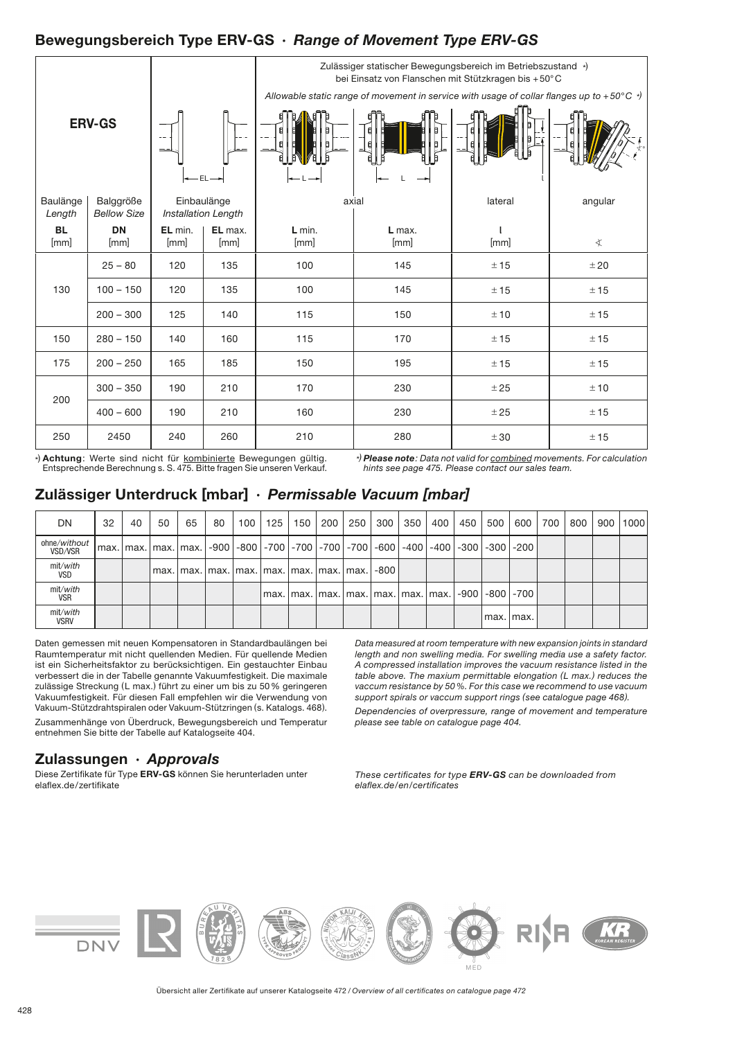## Bewegungsbereich Type ERV-GS · *Range of Movement Type ERV-GS*

| ERV-GS | | Einbaulänge *Installation Length* | | Zulässiger statischer Bewegungsbereich im Betriebszustand *) bei Einsatz von Flanschen mit Stützkragen bis +50°C *Allowable static range of movement in service with usage of collar flanges up to +50°C* *) | | | |
|---|---|---|---|---|---|---|---|
| Baulänge *Length* | Balggröße *Bellow Size* | | | axial | | lateral | angular |
| **BL** [mm] | **DN** [mm] | **EL** min. [mm] | **EL** max. [mm] | **L** min. [mm] | **L** max. [mm] | **l** [mm] | ∢ |
| 130 | 25 – 80 | 120 | 135 | 100 | 145 | ± 15 | ± 20 |
| | 100 – 150 | 120 | 135 | 100 | 145 | ± 15 | ± 15 |
| | 200 – 300 | 125 | 140 | 115 | 150 | ± 10 | ± 15 |
| 150 | 280 – 150 | 140 | 160 | 115 | 170 | ± 15 | ± 15 |
| 175 | 200 – 250 | 165 | 185 | 150 | 195 | ± 15 | ± 15 |
| 200 | 300 – 350 | 190 | 210 | 170 | 230 | ± 25 | ± 10 |
| | 400 – 600 | 190 | 210 | 160 | 230 | ± 25 | ± 15 |
| 250 | 2450 | 240 | 260 | 210 | 280 | ± 30 | ± 15 |

*) **Achtung**: Werte sind nicht für kombinierte Bewegungen gültig. Entsprechende Berechnung s. S. 475. Bitte fragen Sie unseren Verkauf.

*) ***Please note**: Data not valid for combined movements. For calculation hints see page 475. Please contact our sales team.*

## Zulässiger Unterdruck [mbar] · *Permissable Vacuum [mbar]*

| DN | 32 | 40 | 50 | 65 | 80 | 100 | 125 | 150 | 200 | 250 | 300 | 350 | 400 | 450 | 500 | 600 | 700 | 800 | 900 | 1000 |
|---|---|---|---|---|---|---|---|---|---|---|---|---|---|---|---|---|---|---|---|---|
| ohne/*without* VSD/VSR | max. | max. | max. | max. | -900 | -800 | -700 | -700 | -700 | -700 | -600 | -400 | -400 | -300 | -300 | -200 | | | | |
| mit/*with* VSD | | | max. | max. | max. | max. | max. | max. | max. | max. | -800 | | | | | | | | | |
| mit/*with* VSR | | | | | | | max. | max. | max. | max. | max. | max. | max. | -900 | -800 | -700 | | | | |
| mit/*with* VSRV | | | | | | | | | | | | | | | max. | max. | | | | |

Daten gemessen mit neuen Kompensatoren in Standardbaulängen bei Raumtemperatur mit nicht quellenden Medien. Für quellende Medien ist ein Sicherheitsfaktor zu berücksichtigen. Ein gestauchter Einbau verbessert die in der Tabelle genannte Vakuumfestigkeit. Die maximale zulässige Streckung (L max.) führt zu einer um bis zu 50 % geringeren Vakuumfestigkeit. Für diesen Fall empfehlen wir die Verwendung von Vakuum-Stützdrahtspiralen oder Vakuum-Stützringen (s. Katalogs. 468).

Zusammenhänge von Überdruck, Bewegungsbereich und Temperatur entnehmen Sie bitte der Tabelle auf Katalogseite 404.

*Data measured at room temperature with new expansion joints in standard length and non swelling media. For swelling media use a safety factor. A compressed installation improves the vacuum resistance listed in the table above. The maxium permittable elongation (L max.) reduces the vaccum resistance by 50 %. For this case we recommend to use vacuum support spirals or vaccum support rings (see catalogue page 468).*

*Dependencies of overpressure, range of movement and temperature please see table on catalogue page 404.*

## Zulassungen · *Approvals*

Diese Zertifikate für Type **ERV-GS** können Sie herunterladen unter elaflex.de/zertifikate

*These certificates for type **ERV-GS** can be downloaded from elaflex.de/en/certificates*

Übersicht aller Zertifikate auf unserer Katalogseite 472 / *Overview of all certificates on catalogue page 472*